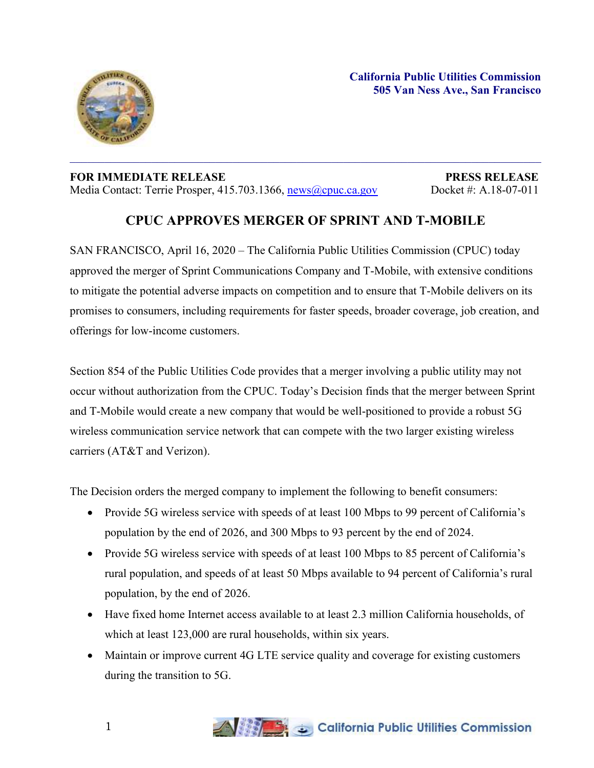**California Public Utilities Commission**
**505 Van Ness Ave., San Francisco**

---

**FOR IMMEDIATE RELEASE** | **PRESS RELEASE**
Media Contact: Terrie Prosper, 415.703.1366, news@cpuc.ca.gov | Docket #: A.18-07-011

# CPUC APPROVES MERGER OF SPRINT AND T-MOBILE

SAN FRANCISCO, April 16, 2020 – The California Public Utilities Commission (CPUC) today approved the merger of Sprint Communications Company and T-Mobile, with extensive conditions to mitigate the potential adverse impacts on competition and to ensure that T-Mobile delivers on its promises to consumers, including requirements for faster speeds, broader coverage, job creation, and offerings for low-income customers.

Section 854 of the Public Utilities Code provides that a merger involving a public utility may not occur without authorization from the CPUC. Today's Decision finds that the merger between Sprint and T-Mobile would create a new company that would be well-positioned to provide a robust 5G wireless communication service network that can compete with the two larger existing wireless carriers (AT&T and Verizon).

The Decision orders the merged company to implement the following to benefit consumers:

- Provide 5G wireless service with speeds of at least 100 Mbps to 99 percent of California's population by the end of 2026, and 300 Mbps to 93 percent by the end of 2024.
- Provide 5G wireless service with speeds of at least 100 Mbps to 85 percent of California's rural population, and speeds of at least 50 Mbps available to 94 percent of California's rural population, by the end of 2026.
- Have fixed home Internet access available to at least 2.3 million California households, of which at least 123,000 are rural households, within six years.
- Maintain or improve current 4G LTE service quality and coverage for existing customers during the transition to 5G.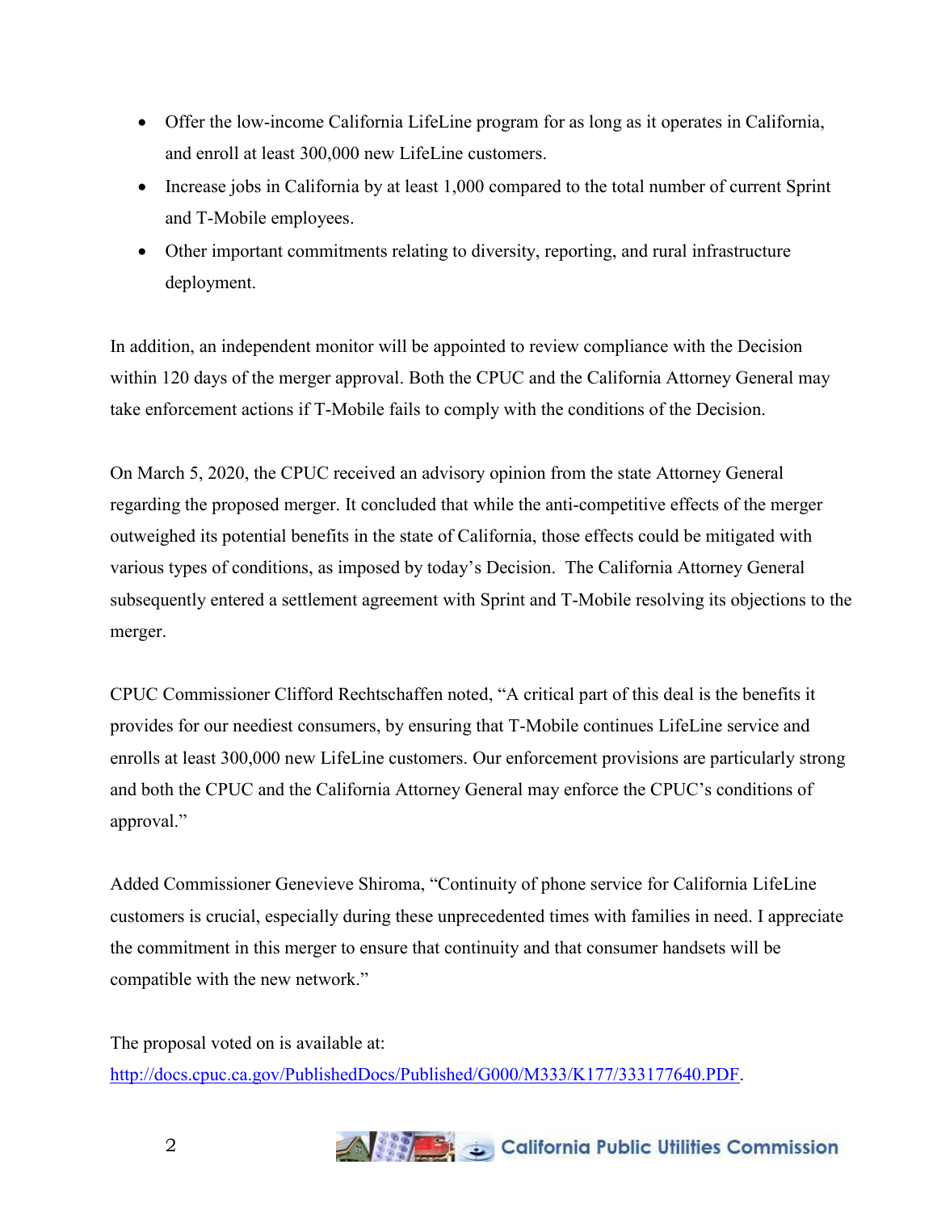- Offer the low-income California LifeLine program for as long as it operates in California, and enroll at least 300,000 new LifeLine customers.
- Increase jobs in California by at least 1,000 compared to the total number of current Sprint and T-Mobile employees.
- Other important commitments relating to diversity, reporting, and rural infrastructure deployment.

In addition, an independent monitor will be appointed to review compliance with the Decision within 120 days of the merger approval. Both the CPUC and the California Attorney General may take enforcement actions if T-Mobile fails to comply with the conditions of the Decision.

On March 5, 2020, the CPUC received an advisory opinion from the state Attorney General regarding the proposed merger. It concluded that while the anti-competitive effects of the merger outweighed its potential benefits in the state of California, those effects could be mitigated with various types of conditions, as imposed by today's Decision. The California Attorney General subsequently entered a settlement agreement with Sprint and T-Mobile resolving its objections to the merger.

CPUC Commissioner Clifford Rechtschaffen noted, "A critical part of this deal is the benefits it provides for our neediest consumers, by ensuring that T-Mobile continues LifeLine service and enrolls at least 300,000 new LifeLine customers. Our enforcement provisions are particularly strong and both the CPUC and the California Attorney General may enforce the CPUC's conditions of approval."

Added Commissioner Genevieve Shiroma, "Continuity of phone service for California LifeLine customers is crucial, especially during these unprecedented times with families in need. I appreciate the commitment in this merger to ensure that continuity and that consumer handsets will be compatible with the new network."

The proposal voted on is available at:
[http://docs.cpuc.ca.gov/PublishedDocs/Published/G000/M333/K177/333177640.PDF](http://docs.cpuc.ca.gov/PublishedDocs/Published/G000/M333/K177/333177640.PDF).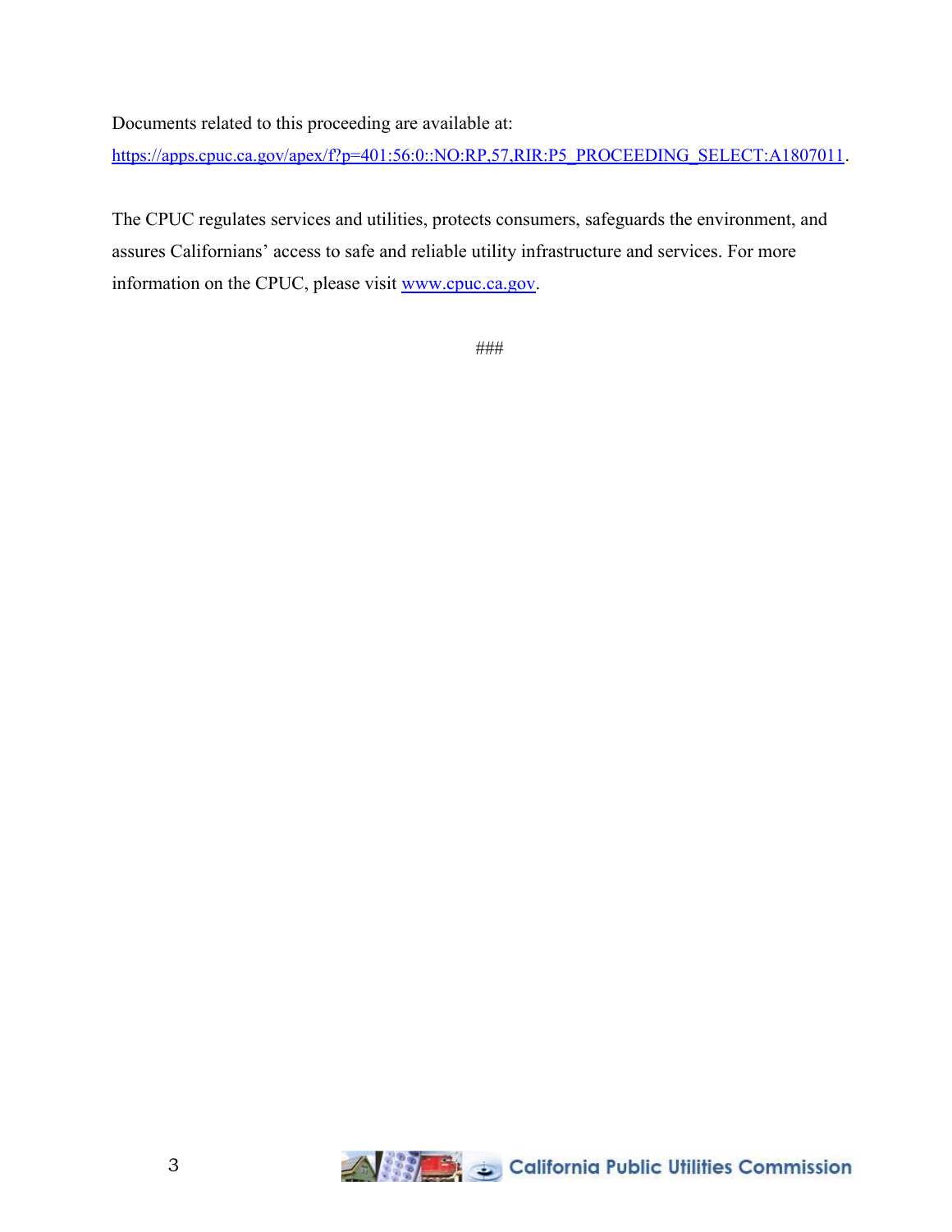Documents related to this proceeding are available at:
https://apps.cpuc.ca.gov/apex/f?p=401:56:0::NO:RP,57,RIR:P5_PROCEEDING_SELECT:A1807011.

The CPUC regulates services and utilities, protects consumers, safeguards the environment, and assures Californians' access to safe and reliable utility infrastructure and services. For more information on the CPUC, please visit www.cpuc.ca.gov.

###